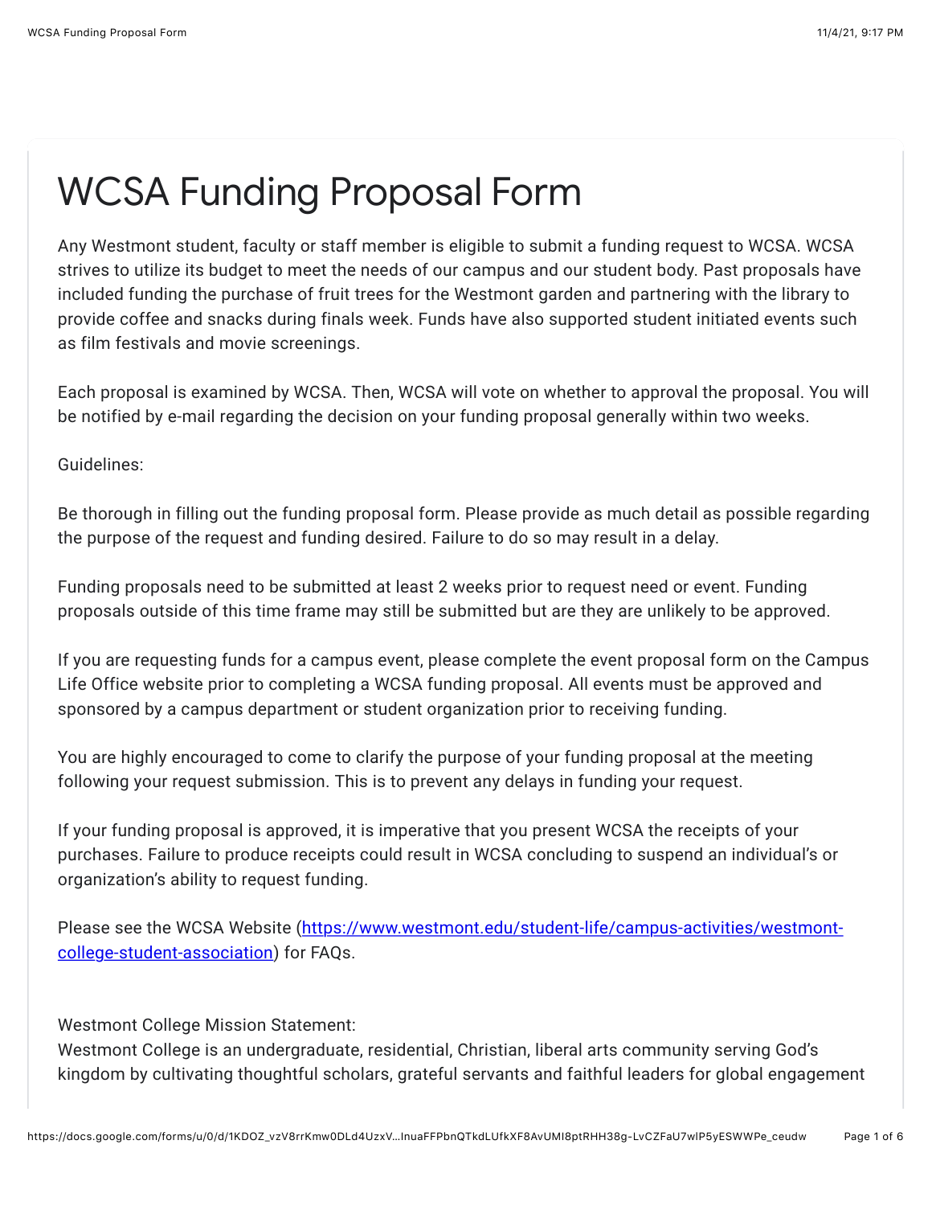# WCSA Funding Proposal Form

Any Westmont student, faculty or staff member is eligible to submit a funding request to WCSA. WCSA strives to utilize its budget to meet the needs of our campus and our student body. Past proposals have included funding the purchase of fruit trees for the Westmont garden and partnering with the library to provide coffee and snacks during finals week. Funds have also supported student initiated events such as film festivals and movie screenings.

Each proposal is examined by WCSA. Then, WCSA will vote on whether to approval the proposal. You will be notified by e-mail regarding the decision on your funding proposal generally within two weeks.

Guidelines:

Be thorough in filling out the funding proposal form. Please provide as much detail as possible regarding the purpose of the request and funding desired. Failure to do so may result in a delay.

Funding proposals need to be submitted at least 2 weeks prior to request need or event. Funding proposals outside of this time frame may still be submitted but are they are unlikely to be approved.

If you are requesting funds for a campus event, please complete the event proposal form on the Campus Life Office website prior to completing a WCSA funding proposal. All events must be approved and sponsored by a campus department or student organization prior to receiving funding.

You are highly encouraged to come to clarify the purpose of your funding proposal at the meeting following your request submission. This is to prevent any delays in funding your request.

If your funding proposal is approved, it is imperative that you present WCSA the receipts of your purchases. Failure to produce receipts could result in WCSA concluding to suspend an individual's or organization's ability to request funding.

Please see the WCSA Website ([https://www.westmont.edu/student-life/campus-activities/westmont-college-student-association](https://www.westmont.edu/student-life/campus-activities/westmont-college-student-association)) for FAQs.

Westmont College Mission Statement:
Westmont College is an undergraduate, residential, Christian, liberal arts community serving God's kingdom by cultivating thoughtful scholars, grateful servants and faithful leaders for global engagement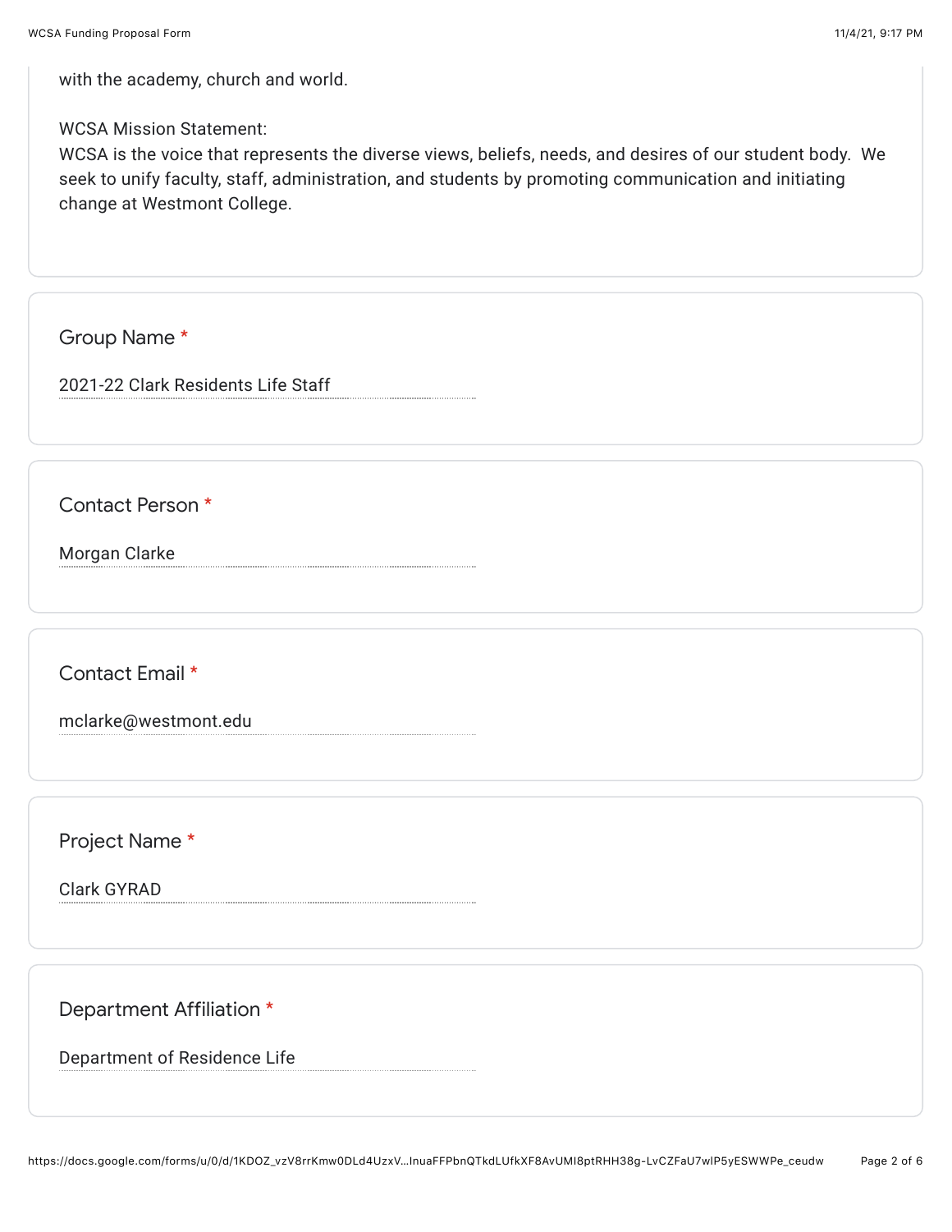with the academy, church and world.

WCSA Mission Statement:
WCSA is the voice that represents the diverse views, beliefs, needs, and desires of our student body. We seek to unify faculty, staff, administration, and students by promoting communication and initiating change at Westmont College.

Group Name *

2021-22 Clark Residents Life Staff

Contact Person *

Morgan Clarke

Contact Email *

mclarke@westmont.edu

Project Name *

Clark GYRAD

Department Affiliation *

Department of Residence Life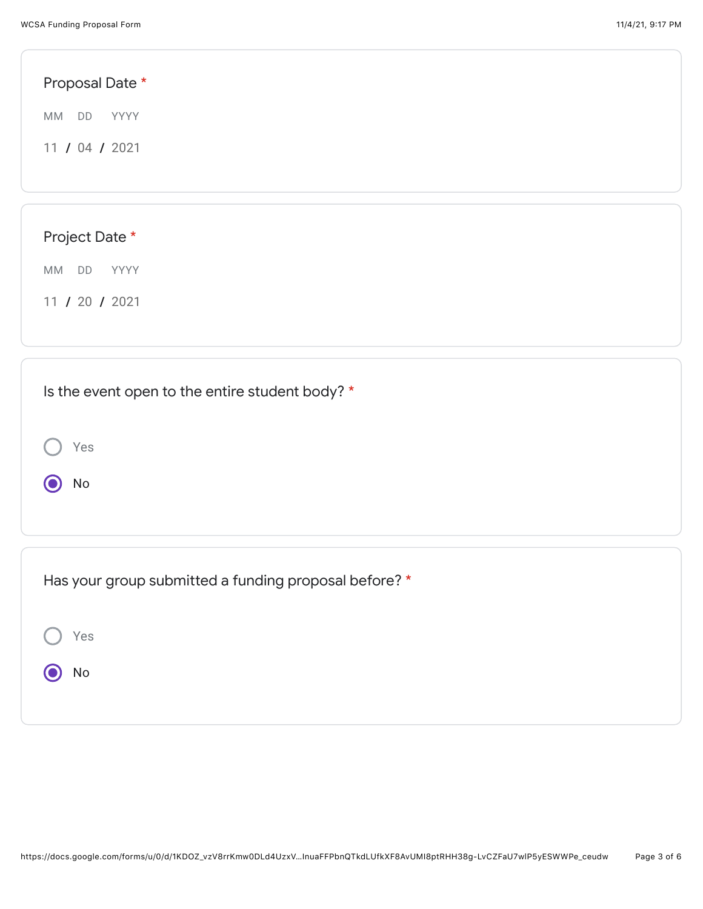**Proposal Date** *

MM DD YYYY

11 / 04 / 2021

**Project Date** *

MM DD YYYY

11 / 20 / 2021

**Is the event open to the entire student body?** *

- ( ) Yes
- (x) No

**Has your group submitted a funding proposal before?** *

- ( ) Yes
- (x) No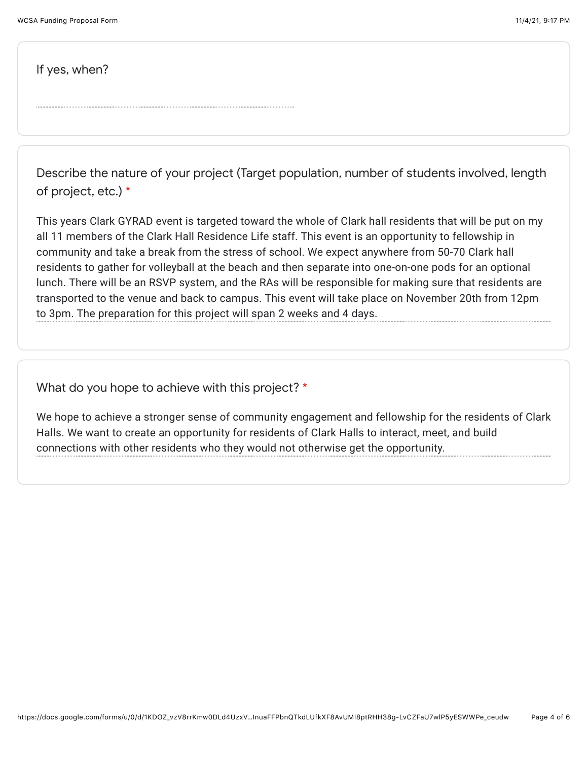If yes, when?

Describe the nature of your project (Target population, number of students involved, length of project, etc.) *

This years Clark GYRAD event is targeted toward the whole of Clark hall residents that will be put on my all 11 members of the Clark Hall Residence Life staff. This event is an opportunity to fellowship in community and take a break from the stress of school. We expect anywhere from 50-70 Clark hall residents to gather for volleyball at the beach and then separate into one-on-one pods for an optional lunch. There will be an RSVP system, and the RAs will be responsible for making sure that residents are transported to the venue and back to campus. This event will take place on November 20th from 12pm to 3pm. The preparation for this project will span 2 weeks and 4 days.

What do you hope to achieve with this project? *

We hope to achieve a stronger sense of community engagement and fellowship for the residents of Clark Halls. We want to create an opportunity for residents of Clark Halls to interact, meet, and build connections with other residents who they would not otherwise get the opportunity.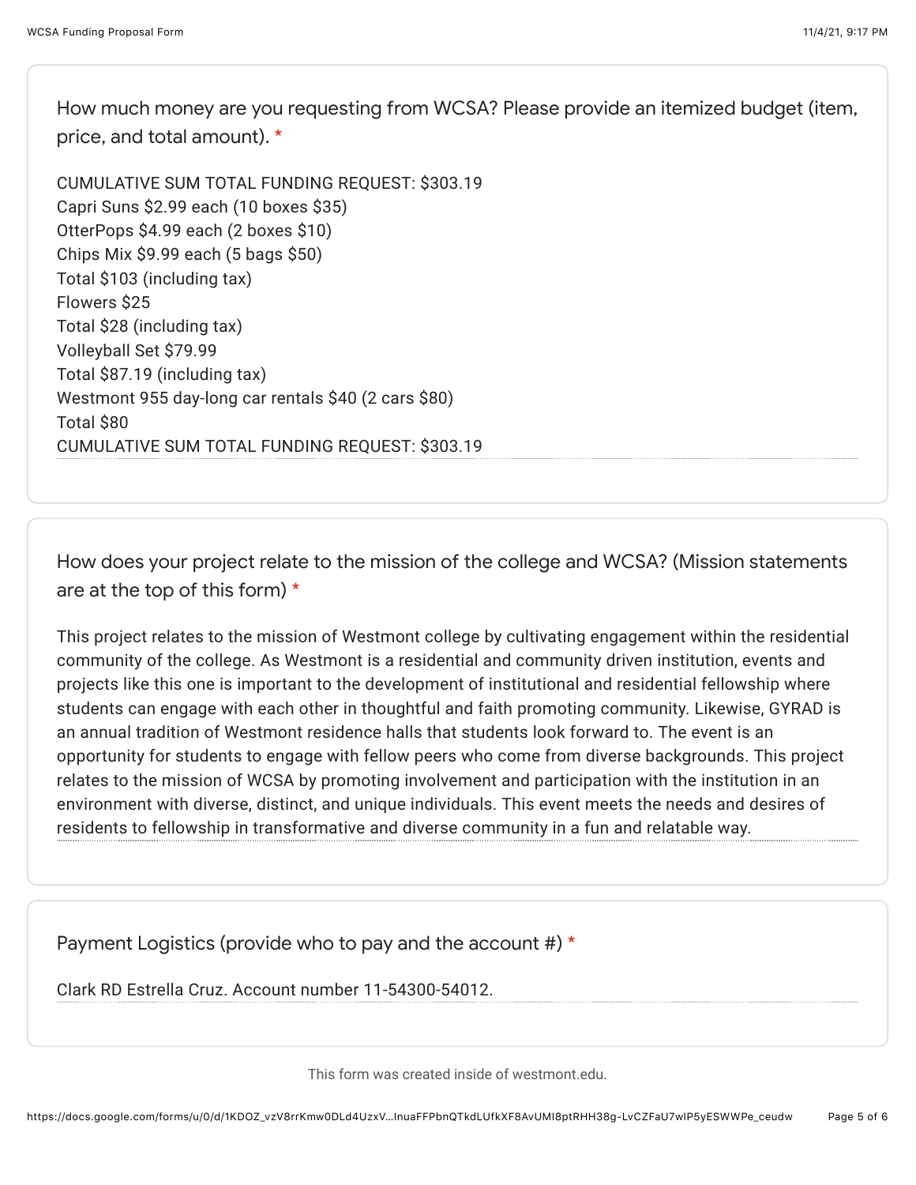How much money are you requesting from WCSA? Please provide an itemized budget (item, price, and total amount). *

CUMULATIVE SUM TOTAL FUNDING REQUEST: $303.19
Capri Suns $2.99 each (10 boxes $35)
OtterPops $4.99 each (2 boxes $10)
Chips Mix $9.99 each (5 bags $50)
Total $103 (including tax)
Flowers $25
Total $28 (including tax)
Volleyball Set $79.99
Total $87.19 (including tax)
Westmont 955 day-long car rentals $40 (2 cars $80)
Total $80
CUMULATIVE SUM TOTAL FUNDING REQUEST: $303.19

How does your project relate to the mission of the college and WCSA? (Mission statements are at the top of this form) *

This project relates to the mission of Westmont college by cultivating engagement within the residential community of the college. As Westmont is a residential and community driven institution, events and projects like this one is important to the development of institutional and residential fellowship where students can engage with each other in thoughtful and faith promoting community. Likewise, GYRAD is an annual tradition of Westmont residence halls that students look forward to. The event is an opportunity for students to engage with fellow peers who come from diverse backgrounds. This project relates to the mission of WCSA by promoting involvement and participation with the institution in an environment with diverse, distinct, and unique individuals. This event meets the needs and desires of residents to fellowship in transformative and diverse community in a fun and relatable way.

Payment Logistics (provide who to pay and the account #) *

Clark RD Estrella Cruz. Account number 11-54300-54012.

This form was created inside of westmont.edu.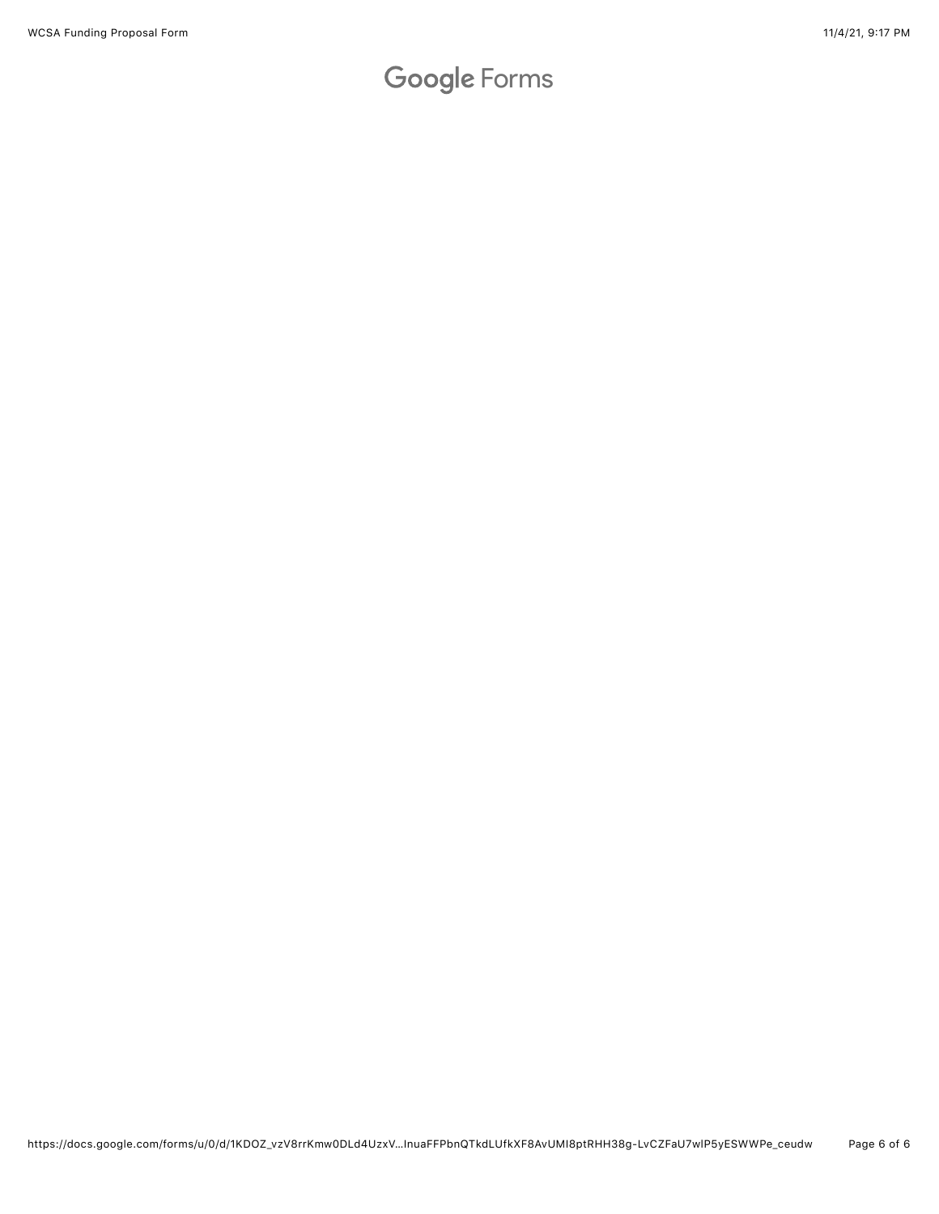Google Forms